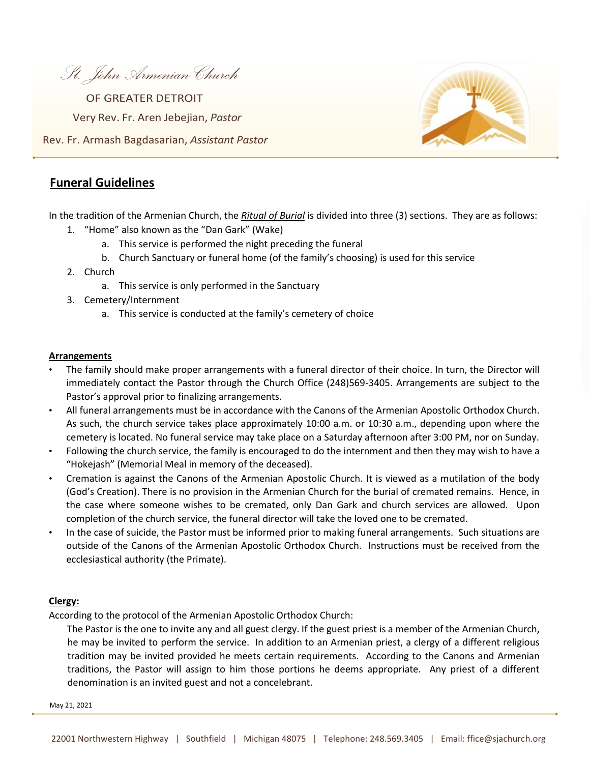*St. John Armenian Church*

OF GREATER DETROIT

Very Rev. Fr. Aren Jebejian, *Pastor*

Rev. Fr. Armash Bagdasarian, *Assistant Pastor*

## Funeral Guidelines

In the tradition of the Armenian Church, the ***Ritual of Burial*** is divided into three (3) sections. They are as follows:

1. "Home" also known as the "Dan Gark" (Wake)
   a. This service is performed the night preceding the funeral
   b. Church Sanctuary or funeral home (of the family's choosing) is used for this service
2. Church
   a. This service is only performed in the Sanctuary
3. Cemetery/Internment
   a. This service is conducted at the family's cemetery of choice

### Arrangements

- The family should make proper arrangements with a funeral director of their choice. In turn, the Director will immediately contact the Pastor through the Church Office (248)569-3405. Arrangements are subject to the Pastor's approval prior to finalizing arrangements.
- All funeral arrangements must be in accordance with the Canons of the Armenian Apostolic Orthodox Church. As such, the church service takes place approximately 10:00 a.m. or 10:30 a.m., depending upon where the cemetery is located. No funeral service may take place on a Saturday afternoon after 3:00 PM, nor on Sunday.
- Following the church service, the family is encouraged to do the internment and then they may wish to have a "Hokejash" (Memorial Meal in memory of the deceased).
- Cremation is against the Canons of the Armenian Apostolic Church. It is viewed as a mutilation of the body (God's Creation). There is no provision in the Armenian Church for the burial of cremated remains. Hence, in the case where someone wishes to be cremated, only Dan Gark and church services are allowed. Upon completion of the church service, the funeral director will take the loved one to be cremated.
- In the case of suicide, the Pastor must be informed prior to making funeral arrangements. Such situations are outside of the Canons of the Armenian Apostolic Orthodox Church. Instructions must be received from the ecclesiastical authority (the Primate).

### Clergy:

According to the protocol of the Armenian Apostolic Orthodox Church:

The Pastor is the one to invite any and all guest clergy. If the guest priest is a member of the Armenian Church, he may be invited to perform the service. In addition to an Armenian priest, a clergy of a different religious tradition may be invited provided he meets certain requirements. According to the Canons and Armenian traditions, the Pastor will assign to him those portions he deems appropriate. Any priest of a different denomination is an invited guest and not a concelebrant.

May 21, 2021

22001 Northwestern Highway | Southfield | Michigan 48075 | Telephone: 248.569.3405 | Email: ffice@sjachurch.org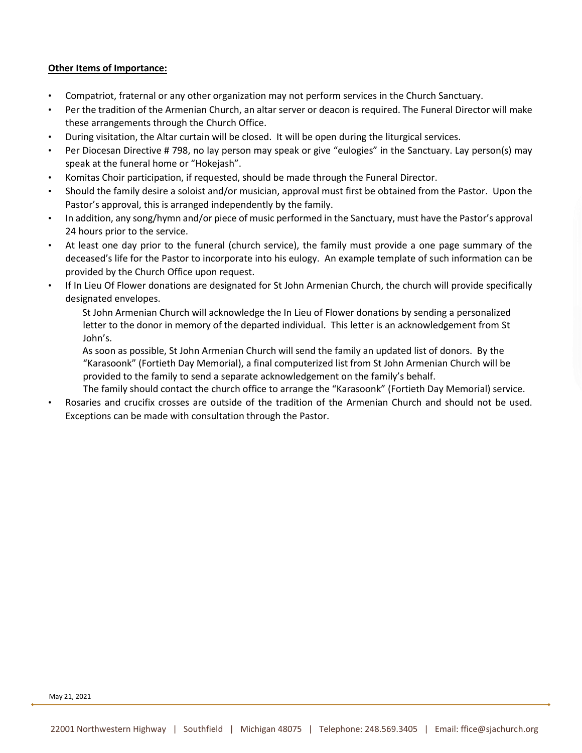**Other Items of Importance:**

- Compatriot, fraternal or any other organization may not perform services in the Church Sanctuary.
- Per the tradition of the Armenian Church, an altar server or deacon is required. The Funeral Director will make these arrangements through the Church Office.
- During visitation, the Altar curtain will be closed. It will be open during the liturgical services.
- Per Diocesan Directive # 798, no lay person may speak or give "eulogies" in the Sanctuary. Lay person(s) may speak at the funeral home or "Hokejash".
- Komitas Choir participation, if requested, should be made through the Funeral Director.
- Should the family desire a soloist and/or musician, approval must first be obtained from the Pastor. Upon the Pastor's approval, this is arranged independently by the family.
- In addition, any song/hymn and/or piece of music performed in the Sanctuary, must have the Pastor's approval 24 hours prior to the service.
- At least one day prior to the funeral (church service), the family must provide a one page summary of the deceased's life for the Pastor to incorporate into his eulogy. An example template of such information can be provided by the Church Office upon request.
- If In Lieu Of Flower donations are designated for St John Armenian Church, the church will provide specifically designated envelopes.

  St John Armenian Church will acknowledge the In Lieu of Flower donations by sending a personalized letter to the donor in memory of the departed individual. This letter is an acknowledgement from St John's.

  As soon as possible, St John Armenian Church will send the family an updated list of donors. By the "Karasoonk" (Fortieth Day Memorial), a final computerized list from St John Armenian Church will be provided to the family to send a separate acknowledgement on the family's behalf.

  The family should contact the church office to arrange the "Karasoonk" (Fortieth Day Memorial) service.
- Rosaries and crucifix crosses are outside of the tradition of the Armenian Church and should not be used. Exceptions can be made with consultation through the Pastor.

May 21, 2021

22001 Northwestern Highway | Southfield | Michigan 48075 | Telephone: 248.569.3405 | Email: ffice@sjachurch.org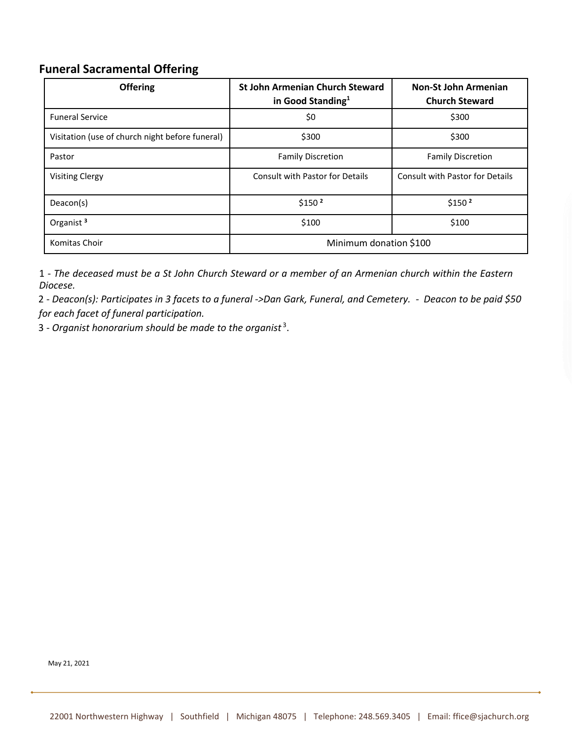## Funeral Sacramental Offering

| Offering | St John Armenian Church Steward in Good Standing[1] | Non-St John Armenian Church Steward |
|---|---|---|
| Funeral Service | $0 | $300 |
| Visitation (use of church night before funeral) | $300 | $300 |
| Pastor | Family Discretion | Family Discretion |
| Visiting Clergy | Consult with Pastor for Details | Consult with Pastor for Details |
| Deacon(s) | $150 [2] | $150 [2] |
| Organist [3] | $100 | $100 |
| Komitas Choir | Minimum donation $100 | |

1 - *The deceased must be a St John Church Steward or a member of an Armenian church within the Eastern Diocese.*

2 - *Deacon(s): Participates in 3 facets to a funeral ->Dan Gark, Funeral, and Cemetery. - Deacon to be paid $50 for each facet of funeral participation.*

3 - *Organist honorarium should be made to the organist*[3].

May 21, 2021

22001 Northwestern Highway | Southfield | Michigan 48075 | Telephone: 248.569.3405 | Email: ffice@sjachurch.org